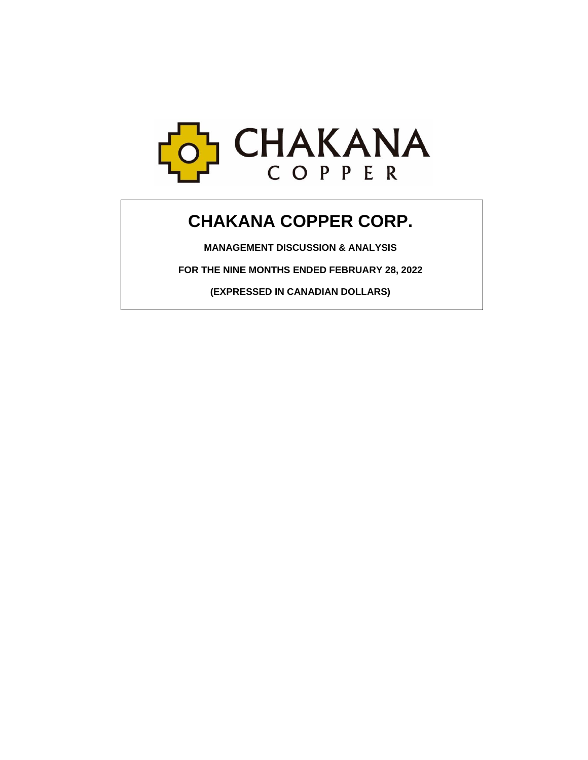# CHAKANA COPPER CORP.

**MANAGEMENT DISCUSSION & ANALYSIS**

**FOR THE NINE MONTHS ENDED FEBRUARY 28, 2022**

**(EXPRESSED IN CANADIAN DOLLARS)**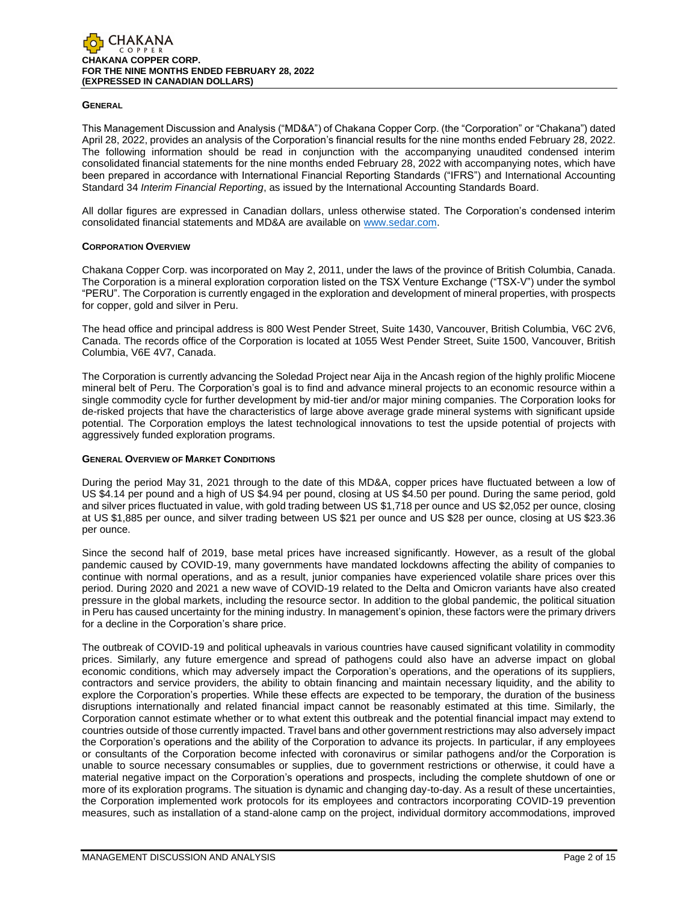## GENERAL

This Management Discussion and Analysis ("MD&A") of Chakana Copper Corp. (the "Corporation" or "Chakana") dated April 28, 2022, provides an analysis of the Corporation's financial results for the nine months ended February 28, 2022. The following information should be read in conjunction with the accompanying unaudited condensed interim consolidated financial statements for the nine months ended February 28, 2022 with accompanying notes, which have been prepared in accordance with International Financial Reporting Standards ("IFRS") and International Accounting Standard 34 *Interim Financial Reporting*, as issued by the International Accounting Standards Board.

All dollar figures are expressed in Canadian dollars, unless otherwise stated. The Corporation's condensed interim consolidated financial statements and MD&A are available on www.sedar.com.

## CORPORATION OVERVIEW

Chakana Copper Corp. was incorporated on May 2, 2011, under the laws of the province of British Columbia, Canada. The Corporation is a mineral exploration corporation listed on the TSX Venture Exchange ("TSX-V") under the symbol "PERU". The Corporation is currently engaged in the exploration and development of mineral properties, with prospects for copper, gold and silver in Peru.

The head office and principal address is 800 West Pender Street, Suite 1430, Vancouver, British Columbia, V6C 2V6, Canada. The records office of the Corporation is located at 1055 West Pender Street, Suite 1500, Vancouver, British Columbia, V6E 4V7, Canada.

The Corporation is currently advancing the Soledad Project near Aija in the Ancash region of the highly prolific Miocene mineral belt of Peru. The Corporation's goal is to find and advance mineral projects to an economic resource within a single commodity cycle for further development by mid-tier and/or major mining companies. The Corporation looks for de-risked projects that have the characteristics of large above average grade mineral systems with significant upside potential. The Corporation employs the latest technological innovations to test the upside potential of projects with aggressively funded exploration programs.

## GENERAL OVERVIEW OF MARKET CONDITIONS

During the period May 31, 2021 through to the date of this MD&A, copper prices have fluctuated between a low of US $4.14 per pound and a high of US $4.94 per pound, closing at US $4.50 per pound. During the same period, gold and silver prices fluctuated in value, with gold trading between US $1,718 per ounce and US $2,052 per ounce, closing at US $1,885 per ounce, and silver trading between US $21 per ounce and US $28 per ounce, closing at US $23.36 per ounce.

Since the second half of 2019, base metal prices have increased significantly. However, as a result of the global pandemic caused by COVID-19, many governments have mandated lockdowns affecting the ability of companies to continue with normal operations, and as a result, junior companies have experienced volatile share prices over this period. During 2020 and 2021 a new wave of COVID-19 related to the Delta and Omicron variants have also created pressure in the global markets, including the resource sector. In addition to the global pandemic, the political situation in Peru has caused uncertainty for the mining industry. In management's opinion, these factors were the primary drivers for a decline in the Corporation's share price.

The outbreak of COVID-19 and political upheavals in various countries have caused significant volatility in commodity prices. Similarly, any future emergence and spread of pathogens could also have an adverse impact on global economic conditions, which may adversely impact the Corporation's operations, and the operations of its suppliers, contractors and service providers, the ability to obtain financing and maintain necessary liquidity, and the ability to explore the Corporation's properties. While these effects are expected to be temporary, the duration of the business disruptions internationally and related financial impact cannot be reasonably estimated at this time. Similarly, the Corporation cannot estimate whether or to what extent this outbreak and the potential financial impact may extend to countries outside of those currently impacted. Travel bans and other government restrictions may also adversely impact the Corporation's operations and the ability of the Corporation to advance its projects. In particular, if any employees or consultants of the Corporation become infected with coronavirus or similar pathogens and/or the Corporation is unable to source necessary consumables or supplies, due to government restrictions or otherwise, it could have a material negative impact on the Corporation's operations and prospects, including the complete shutdown of one or more of its exploration programs. The situation is dynamic and changing day-to-day. As a result of these uncertainties, the Corporation implemented work protocols for its employees and contractors incorporating COVID-19 prevention measures, such as installation of a stand-alone camp on the project, individual dormitory accommodations, improved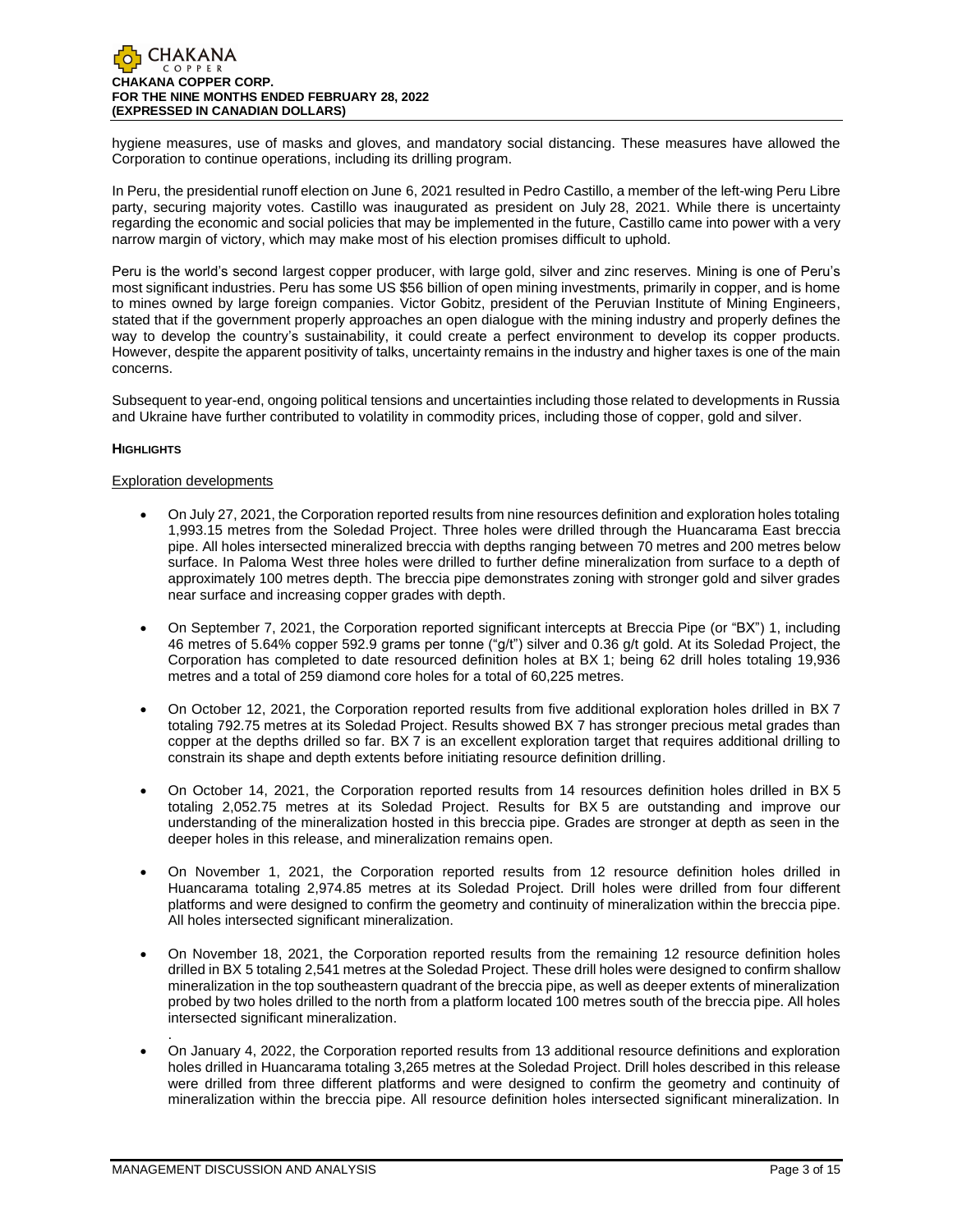hygiene measures, use of masks and gloves, and mandatory social distancing. These measures have allowed the Corporation to continue operations, including its drilling program.

In Peru, the presidential runoff election on June 6, 2021 resulted in Pedro Castillo, a member of the left-wing Peru Libre party, securing majority votes. Castillo was inaugurated as president on July 28, 2021. While there is uncertainty regarding the economic and social policies that may be implemented in the future, Castillo came into power with a very narrow margin of victory, which may make most of his election promises difficult to uphold.

Peru is the world's second largest copper producer, with large gold, silver and zinc reserves. Mining is one of Peru's most significant industries. Peru has some US $56 billion of open mining investments, primarily in copper, and is home to mines owned by large foreign companies. Victor Gobitz, president of the Peruvian Institute of Mining Engineers, stated that if the government properly approaches an open dialogue with the mining industry and properly defines the way to develop the country's sustainability, it could create a perfect environment to develop its copper products. However, despite the apparent positivity of talks, uncertainty remains in the industry and higher taxes is one of the main concerns.

Subsequent to year-end, ongoing political tensions and uncertainties including those related to developments in Russia and Ukraine have further contributed to volatility in commodity prices, including those of copper, gold and silver.

**HIGHLIGHTS**

Exploration developments

- On July 27, 2021, the Corporation reported results from nine resources definition and exploration holes totaling 1,993.15 metres from the Soledad Project. Three holes were drilled through the Huancarama East breccia pipe. All holes intersected mineralized breccia with depths ranging between 70 metres and 200 metres below surface. In Paloma West three holes were drilled to further define mineralization from surface to a depth of approximately 100 metres depth. The breccia pipe demonstrates zoning with stronger gold and silver grades near surface and increasing copper grades with depth.

- On September 7, 2021, the Corporation reported significant intercepts at Breccia Pipe (or "BX") 1, including 46 metres of 5.64% copper 592.9 grams per tonne ("g/t") silver and 0.36 g/t gold. At its Soledad Project, the Corporation has completed to date resourced definition holes at BX 1; being 62 drill holes totaling 19,936 metres and a total of 259 diamond core holes for a total of 60,225 metres.

- On October 12, 2021, the Corporation reported results from five additional exploration holes drilled in BX 7 totaling 792.75 metres at its Soledad Project. Results showed BX 7 has stronger precious metal grades than copper at the depths drilled so far. BX 7 is an excellent exploration target that requires additional drilling to constrain its shape and depth extents before initiating resource definition drilling.

- On October 14, 2021, the Corporation reported results from 14 resources definition holes drilled in BX 5 totaling 2,052.75 metres at its Soledad Project. Results for BX 5 are outstanding and improve our understanding of the mineralization hosted in this breccia pipe. Grades are stronger at depth as seen in the deeper holes in this release, and mineralization remains open.

- On November 1, 2021, the Corporation reported results from 12 resource definition holes drilled in Huancarama totaling 2,974.85 metres at its Soledad Project. Drill holes were drilled from four different platforms and were designed to confirm the geometry and continuity of mineralization within the breccia pipe. All holes intersected significant mineralization.

- On November 18, 2021, the Corporation reported results from the remaining 12 resource definition holes drilled in BX 5 totaling 2,541 metres at the Soledad Project. These drill holes were designed to confirm shallow mineralization in the top southeastern quadrant of the breccia pipe, as well as deeper extents of mineralization probed by two holes drilled to the north from a platform located 100 metres south of the breccia pipe. All holes intersected significant mineralization.

- On January 4, 2022, the Corporation reported results from 13 additional resource definitions and exploration holes drilled in Huancarama totaling 3,265 metres at the Soledad Project. Drill holes described in this release were drilled from three different platforms and were designed to confirm the geometry and continuity of mineralization within the breccia pipe. All resource definition holes intersected significant mineralization. In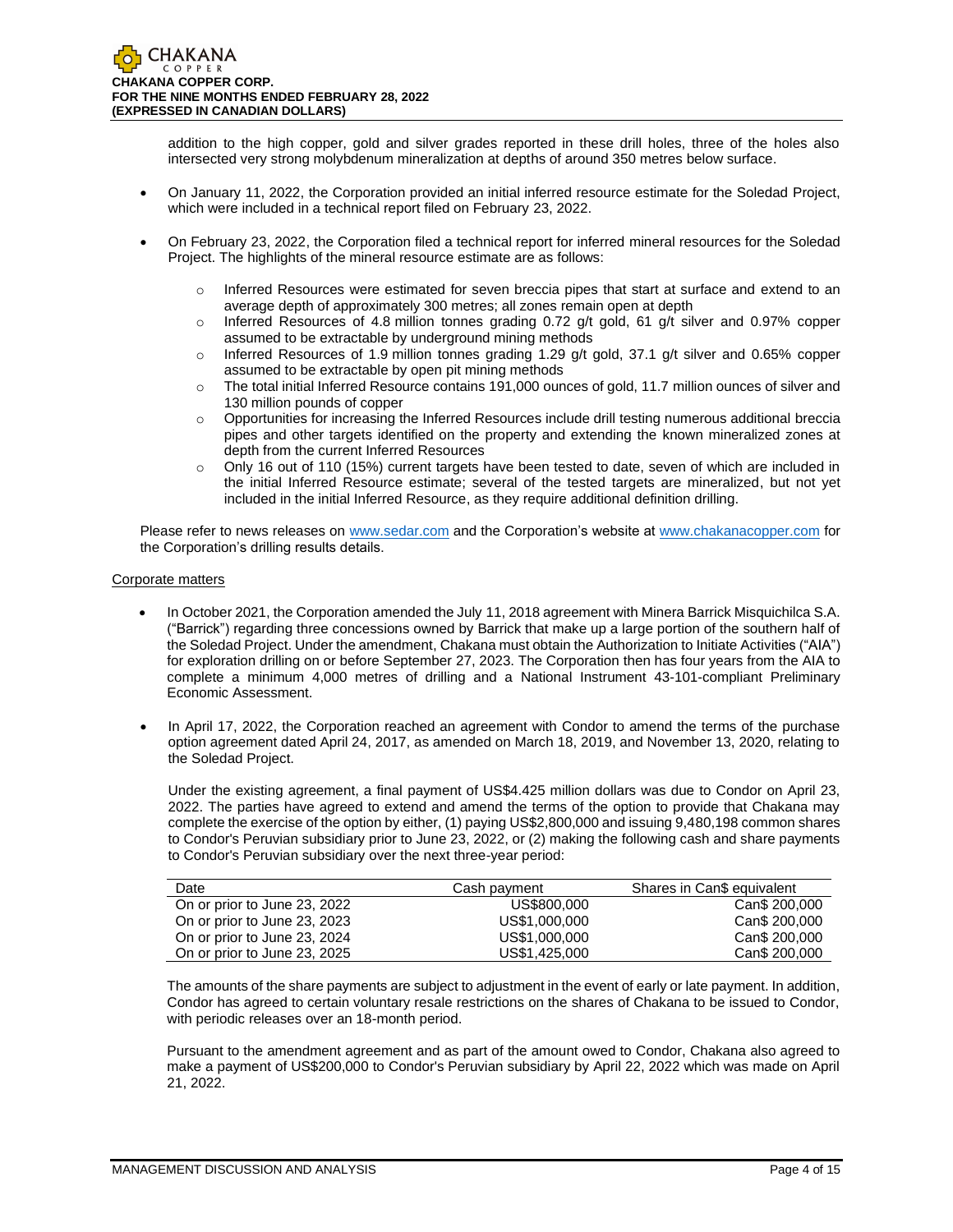addition to the high copper, gold and silver grades reported in these drill holes, three of the holes also intersected very strong molybdenum mineralization at depths of around 350 metres below surface.

- On January 11, 2022, the Corporation provided an initial inferred resource estimate for the Soledad Project, which were included in a technical report filed on February 23, 2022.
- On February 23, 2022, the Corporation filed a technical report for inferred mineral resources for the Soledad Project. The highlights of the mineral resource estimate are as follows:
  - Inferred Resources were estimated for seven breccia pipes that start at surface and extend to an average depth of approximately 300 metres; all zones remain open at depth
  - Inferred Resources of 4.8 million tonnes grading 0.72 g/t gold, 61 g/t silver and 0.97% copper assumed to be extractable by underground mining methods
  - Inferred Resources of 1.9 million tonnes grading 1.29 g/t gold, 37.1 g/t silver and 0.65% copper assumed to be extractable by open pit mining methods
  - The total initial Inferred Resource contains 191,000 ounces of gold, 11.7 million ounces of silver and 130 million pounds of copper
  - Opportunities for increasing the Inferred Resources include drill testing numerous additional breccia pipes and other targets identified on the property and extending the known mineralized zones at depth from the current Inferred Resources
  - Only 16 out of 110 (15%) current targets have been tested to date, seven of which are included in the initial Inferred Resource estimate; several of the tested targets are mineralized, but not yet included in the initial Inferred Resource, as they require additional definition drilling.

Please refer to news releases on www.sedar.com and the Corporation's website at www.chakanacopper.com for the Corporation's drilling results details.

Corporate matters

- In October 2021, the Corporation amended the July 11, 2018 agreement with Minera Barrick Misquichilca S.A. ("Barrick") regarding three concessions owned by Barrick that make up a large portion of the southern half of the Soledad Project. Under the amendment, Chakana must obtain the Authorization to Initiate Activities ("AIA") for exploration drilling on or before September 27, 2023. The Corporation then has four years from the AIA to complete a minimum 4,000 metres of drilling and a National Instrument 43-101-compliant Preliminary Economic Assessment.
- In April 17, 2022, the Corporation reached an agreement with Condor to amend the terms of the purchase option agreement dated April 24, 2017, as amended on March 18, 2019, and November 13, 2020, relating to the Soledad Project.

  Under the existing agreement, a final payment of US$4.425 million dollars was due to Condor on April 23, 2022. The parties have agreed to extend and amend the terms of the option to provide that Chakana may complete the exercise of the option by either, (1) paying US$2,800,000 and issuing 9,480,198 common shares to Condor's Peruvian subsidiary prior to June 23, 2022, or (2) making the following cash and share payments to Condor's Peruvian subsidiary over the next three-year period:

  | Date | Cash payment | Shares in Can$ equivalent |
  |---|---|---|
  | On or prior to June 23, 2022 | US$800,000 | Can$ 200,000 |
  | On or prior to June 23, 2023 | US$1,000,000 | Can$ 200,000 |
  | On or prior to June 23, 2024 | US$1,000,000 | Can$ 200,000 |
  | On or prior to June 23, 2025 | US$1,425,000 | Can$ 200,000 |

  The amounts of the share payments are subject to adjustment in the event of early or late payment. In addition, Condor has agreed to certain voluntary resale restrictions on the shares of Chakana to be issued to Condor, with periodic releases over an 18-month period.

  Pursuant to the amendment agreement and as part of the amount owed to Condor, Chakana also agreed to make a payment of US$200,000 to Condor's Peruvian subsidiary by April 22, 2022 which was made on April 21, 2022.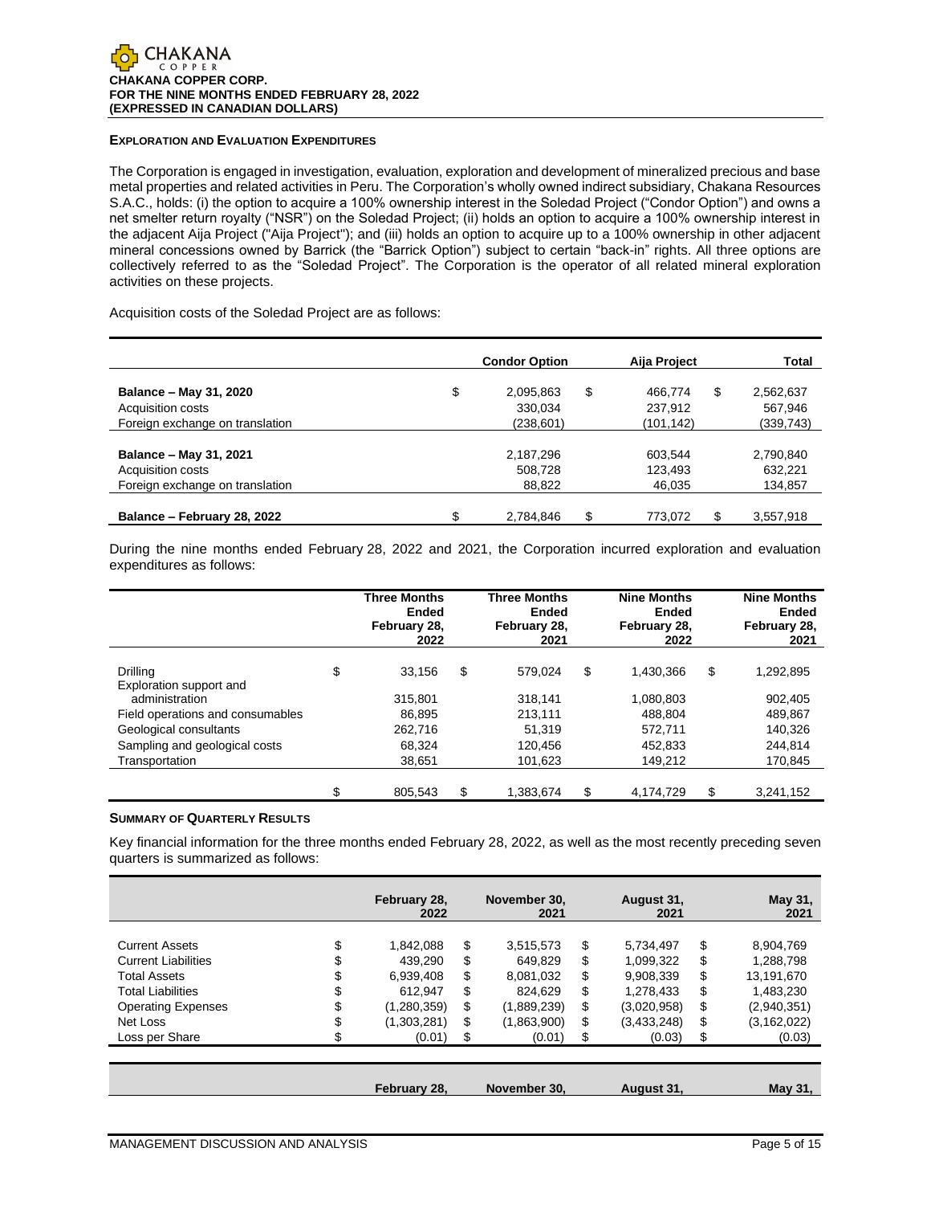### EXPLORATION AND EVALUATION EXPENDITURES

The Corporation is engaged in investigation, evaluation, exploration and development of mineralized precious and base metal properties and related activities in Peru. The Corporation's wholly owned indirect subsidiary, Chakana Resources S.A.C., holds: (i) the option to acquire a 100% ownership interest in the Soledad Project ("Condor Option") and owns a net smelter return royalty ("NSR") on the Soledad Project; (ii) holds an option to acquire a 100% ownership interest in the adjacent Aija Project ("Aija Project"); and (iii) holds an option to acquire up to a 100% ownership in other adjacent mineral concessions owned by Barrick (the "Barrick Option") subject to certain "back-in" rights. All three options are collectively referred to as the "Soledad Project". The Corporation is the operator of all related mineral exploration activities on these projects.

Acquisition costs of the Soledad Project are as follows:

| | Condor Option | Aija Project | Total |
|---|---|---|---|
| **Balance – May 31, 2020** | $ 2,095,863 | $ 466,774 | $ 2,562,637 |
| Acquisition costs | 330,034 | 237,912 | 567,946 |
| Foreign exchange on translation | (238,601) | (101,142) | (339,743) |
| **Balance – May 31, 2021** | 2,187,296 | 603,544 | 2,790,840 |
| Acquisition costs | 508,728 | 123,493 | 632,221 |
| Foreign exchange on translation | 88,822 | 46,035 | 134,857 |
| **Balance – February 28, 2022** | $ 2,784,846 | $ 773,072 | $ 3,557,918 |

During the nine months ended February 28, 2022 and 2021, the Corporation incurred exploration and evaluation expenditures as follows:

| | Three Months Ended February 28, 2022 | Three Months Ended February 28, 2021 | Nine Months Ended February 28, 2022 | Nine Months Ended February 28, 2021 |
|---|---|---|---|---|
| Drilling | $ 33,156 | $ 579,024 | $ 1,430,366 | $ 1,292,895 |
| Exploration support and administration | 315,801 | 318,141 | 1,080,803 | 902,405 |
| Field operations and consumables | 86,895 | 213,111 | 488,804 | 489,867 |
| Geological consultants | 262,716 | 51,319 | 572,711 | 140,326 |
| Sampling and geological costs | 68,324 | 120,456 | 452,833 | 244,814 |
| Transportation | 38,651 | 101,623 | 149,212 | 170,845 |
| | $ 805,543 | $ 1,383,674 | $ 4,174,729 | $ 3,241,152 |

### SUMMARY OF QUARTERLY RESULTS

Key financial information for the three months ended February 28, 2022, as well as the most recently preceding seven quarters is summarized as follows:

| | February 28, 2022 | November 30, 2021 | August 31, 2021 | May 31, 2021 |
|---|---|---|---|---|
| Current Assets | $ 1,842,088 | $ 3,515,573 | $ 5,734,497 | $ 8,904,769 |
| Current Liabilities | $ 439,290 | $ 649,829 | $ 1,099,322 | $ 1,288,798 |
| Total Assets | $ 6,939,408 | $ 8,081,032 | $ 9,908,339 | $ 13,191,670 |
| Total Liabilities | $ 612,947 | $ 824,629 | $ 1,278,433 | $ 1,483,230 |
| Operating Expenses | $ (1,280,359) | $ (1,889,239) | $ (3,020,958) | $ (2,940,351) |
| Net Loss | $ (1,303,281) | $ (1,863,900) | $ (3,433,248) | $ (3,162,022) |
| Loss per Share | $ (0.01) | $ (0.01) | $ (0.03) | $ (0.03) |

| | February 28, | November 30, | August 31, | May 31, |
|---|---|---|---|---|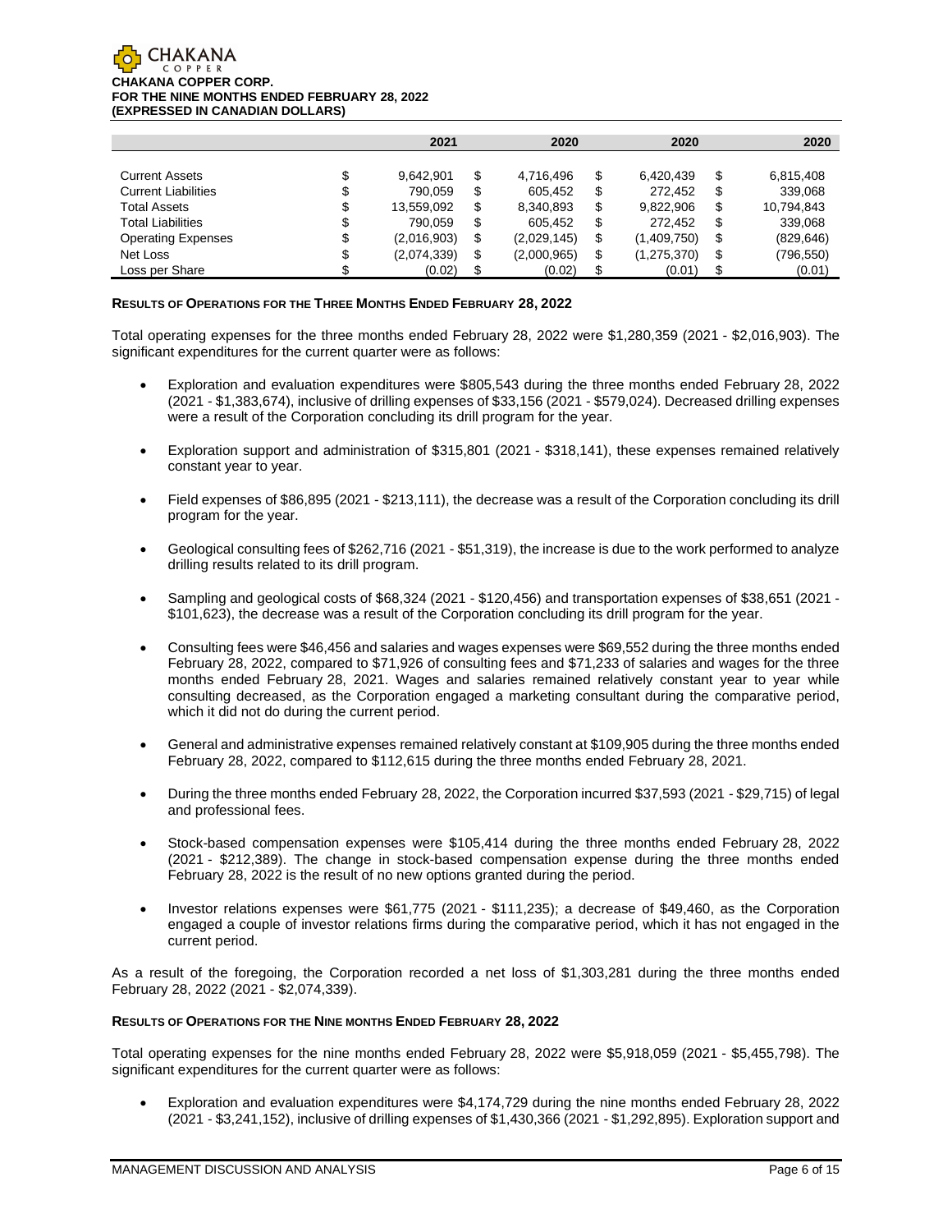|  | 2021 | 2020 | 2020 | 2020 |
|---|---|---|---|---|
| Current Assets | $ 9,642,901 | $ 4,716,496 | $ 6,420,439 | $ 6,815,408 |
| Current Liabilities | $ 790,059 | $ 605,452 | $ 272,452 | $ 339,068 |
| Total Assets | $ 13,559,092 | $ 8,340,893 | $ 9,822,906 | $ 10,794,843 |
| Total Liabilities | $ 790,059 | $ 605,452 | $ 272,452 | $ 339,068 |
| Operating Expenses | $ (2,016,903) | $ (2,029,145) | $ (1,409,750) | $ (829,646) |
| Net Loss | $ (2,074,339) | $ (2,000,965) | $ (1,275,370) | $ (796,550) |
| Loss per Share | $ (0.02) | $ (0.02) | $ (0.01) | $ (0.01) |

### RESULTS OF OPERATIONS FOR THE THREE MONTHS ENDED FEBRUARY 28, 2022

Total operating expenses for the three months ended February 28, 2022 were $1,280,359 (2021 - $2,016,903). The significant expenditures for the current quarter were as follows:

- Exploration and evaluation expenditures were $805,543 during the three months ended February 28, 2022 (2021 - $1,383,674), inclusive of drilling expenses of $33,156 (2021 - $579,024). Decreased drilling expenses were a result of the Corporation concluding its drill program for the year.

- Exploration support and administration of $315,801 (2021 - $318,141), these expenses remained relatively constant year to year.

- Field expenses of $86,895 (2021 - $213,111), the decrease was a result of the Corporation concluding its drill program for the year.

- Geological consulting fees of $262,716 (2021 - $51,319), the increase is due to the work performed to analyze drilling results related to its drill program.

- Sampling and geological costs of $68,324 (2021 - $120,456) and transportation expenses of $38,651 (2021 - $101,623), the decrease was a result of the Corporation concluding its drill program for the year.

- Consulting fees were $46,456 and salaries and wages expenses were $69,552 during the three months ended February 28, 2022, compared to $71,926 of consulting fees and $71,233 of salaries and wages for the three months ended February 28, 2021. Wages and salaries remained relatively constant year to year while consulting decreased, as the Corporation engaged a marketing consultant during the comparative period, which it did not do during the current period.

- General and administrative expenses remained relatively constant at $109,905 during the three months ended February 28, 2022, compared to $112,615 during the three months ended February 28, 2021.

- During the three months ended February 28, 2022, the Corporation incurred $37,593 (2021 - $29,715) of legal and professional fees.

- Stock-based compensation expenses were $105,414 during the three months ended February 28, 2022 (2021 - $212,389). The change in stock-based compensation expense during the three months ended February 28, 2022 is the result of no new options granted during the period.

- Investor relations expenses were $61,775 (2021 - $111,235); a decrease of $49,460, as the Corporation engaged a couple of investor relations firms during the comparative period, which it has not engaged in the current period.

As a result of the foregoing, the Corporation recorded a net loss of $1,303,281 during the three months ended February 28, 2022 (2021 - $2,074,339).

### RESULTS OF OPERATIONS FOR THE NINE MONTHS ENDED FEBRUARY 28, 2022

Total operating expenses for the nine months ended February 28, 2022 were $5,918,059 (2021 - $5,455,798). The significant expenditures for the current quarter were as follows:

- Exploration and evaluation expenditures were $4,174,729 during the nine months ended February 28, 2022 (2021 - $3,241,152), inclusive of drilling expenses of $1,430,366 (2021 - $1,292,895). Exploration support and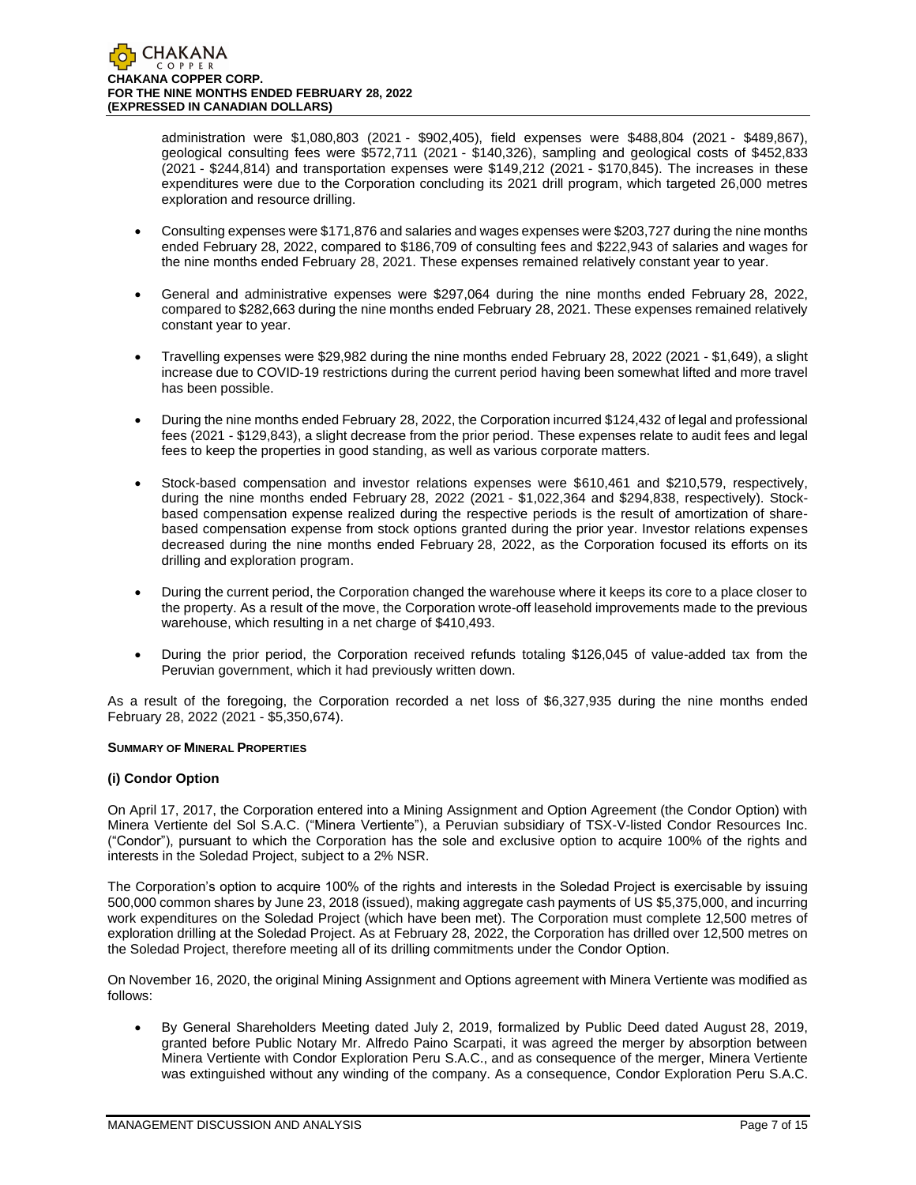administration were $1,080,803 (2021 - $902,405), field expenses were $488,804 (2021 - $489,867), geological consulting fees were $572,711 (2021 - $140,326), sampling and geological costs of $452,833 (2021 - $244,814) and transportation expenses were $149,212 (2021 - $170,845). The increases in these expenditures were due to the Corporation concluding its 2021 drill program, which targeted 26,000 metres exploration and resource drilling.

- Consulting expenses were $171,876 and salaries and wages expenses were $203,727 during the nine months ended February 28, 2022, compared to $186,709 of consulting fees and $222,943 of salaries and wages for the nine months ended February 28, 2021. These expenses remained relatively constant year to year.
- General and administrative expenses were $297,064 during the nine months ended February 28, 2022, compared to $282,663 during the nine months ended February 28, 2021. These expenses remained relatively constant year to year.
- Travelling expenses were $29,982 during the nine months ended February 28, 2022 (2021 - $1,649), a slight increase due to COVID-19 restrictions during the current period having been somewhat lifted and more travel has been possible.
- During the nine months ended February 28, 2022, the Corporation incurred $124,432 of legal and professional fees (2021 - $129,843), a slight decrease from the prior period. These expenses relate to audit fees and legal fees to keep the properties in good standing, as well as various corporate matters.
- Stock-based compensation and investor relations expenses were $610,461 and $210,579, respectively, during the nine months ended February 28, 2022 (2021 - $1,022,364 and $294,838, respectively). Stock-based compensation expense realized during the respective periods is the result of amortization of share-based compensation expense from stock options granted during the prior year. Investor relations expenses decreased during the nine months ended February 28, 2022, as the Corporation focused its efforts on its drilling and exploration program.
- During the current period, the Corporation changed the warehouse where it keeps its core to a place closer to the property. As a result of the move, the Corporation wrote-off leasehold improvements made to the previous warehouse, which resulting in a net charge of $410,493.
- During the prior period, the Corporation received refunds totaling $126,045 of value-added tax from the Peruvian government, which it had previously written down.

As a result of the foregoing, the Corporation recorded a net loss of $6,327,935 during the nine months ended February 28, 2022 (2021 - $5,350,674).

## SUMMARY OF MINERAL PROPERTIES

### (i) Condor Option

On April 17, 2017, the Corporation entered into a Mining Assignment and Option Agreement (the Condor Option) with Minera Vertiente del Sol S.A.C. ("Minera Vertiente"), a Peruvian subsidiary of TSX-V-listed Condor Resources Inc. ("Condor"), pursuant to which the Corporation has the sole and exclusive option to acquire 100% of the rights and interests in the Soledad Project, subject to a 2% NSR.

The Corporation's option to acquire 100% of the rights and interests in the Soledad Project is exercisable by issuing 500,000 common shares by June 23, 2018 (issued), making aggregate cash payments of US $5,375,000, and incurring work expenditures on the Soledad Project (which have been met). The Corporation must complete 12,500 metres of exploration drilling at the Soledad Project. As at February 28, 2022, the Corporation has drilled over 12,500 metres on the Soledad Project, therefore meeting all of its drilling commitments under the Condor Option.

On November 16, 2020, the original Mining Assignment and Options agreement with Minera Vertiente was modified as follows:

- By General Shareholders Meeting dated July 2, 2019, formalized by Public Deed dated August 28, 2019, granted before Public Notary Mr. Alfredo Paino Scarpati, it was agreed the merger by absorption between Minera Vertiente with Condor Exploration Peru S.A.C., and as consequence of the merger, Minera Vertiente was extinguished without any winding of the company. As a consequence, Condor Exploration Peru S.A.C.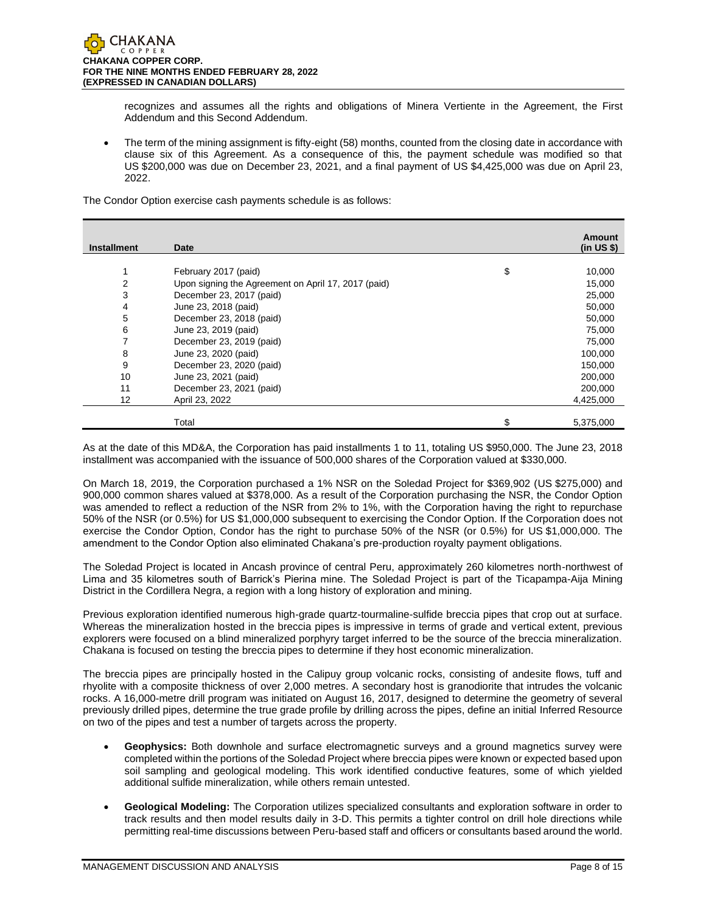recognizes and assumes all the rights and obligations of Minera Vertiente in the Agreement, the First Addendum and this Second Addendum.

- The term of the mining assignment is fifty-eight (58) months, counted from the closing date in accordance with clause six of this Agreement. As a consequence of this, the payment schedule was modified so that US $200,000 was due on December 23, 2021, and a final payment of US $4,425,000 was due on April 23, 2022.

The Condor Option exercise cash payments schedule is as follows:

| Installment | Date | | Amount (in US $) |
|---|---|---|---|
| 1 | February 2017 (paid) | $ | 10,000 |
| 2 | Upon signing the Agreement on April 17, 2017 (paid) | | 15,000 |
| 3 | December 23, 2017 (paid) | | 25,000 |
| 4 | June 23, 2018 (paid) | | 50,000 |
| 5 | December 23, 2018 (paid) | | 50,000 |
| 6 | June 23, 2019 (paid) | | 75,000 |
| 7 | December 23, 2019 (paid) | | 75,000 |
| 8 | June 23, 2020 (paid) | | 100,000 |
| 9 | December 23, 2020 (paid) | | 150,000 |
| 10 | June 23, 2021 (paid) | | 200,000 |
| 11 | December 23, 2021 (paid) | | 200,000 |
| 12 | April 23, 2022 | | 4,425,000 |
| | Total | $ | 5,375,000 |

As at the date of this MD&A, the Corporation has paid installments 1 to 11, totaling US $950,000. The June 23, 2018 installment was accompanied with the issuance of 500,000 shares of the Corporation valued at $330,000.

On March 18, 2019, the Corporation purchased a 1% NSR on the Soledad Project for $369,902 (US $275,000) and 900,000 common shares valued at $378,000. As a result of the Corporation purchasing the NSR, the Condor Option was amended to reflect a reduction of the NSR from 2% to 1%, with the Corporation having the right to repurchase 50% of the NSR (or 0.5%) for US $1,000,000 subsequent to exercising the Condor Option. If the Corporation does not exercise the Condor Option, Condor has the right to purchase 50% of the NSR (or 0.5%) for US $1,000,000. The amendment to the Condor Option also eliminated Chakana's pre-production royalty payment obligations.

The Soledad Project is located in Ancash province of central Peru, approximately 260 kilometres north-northwest of Lima and 35 kilometres south of Barrick's Pierina mine. The Soledad Project is part of the Ticapampa-Aija Mining District in the Cordillera Negra, a region with a long history of exploration and mining.

Previous exploration identified numerous high-grade quartz-tourmaline-sulfide breccia pipes that crop out at surface. Whereas the mineralization hosted in the breccia pipes is impressive in terms of grade and vertical extent, previous explorers were focused on a blind mineralized porphyry target inferred to be the source of the breccia mineralization. Chakana is focused on testing the breccia pipes to determine if they host economic mineralization.

The breccia pipes are principally hosted in the Calipuy group volcanic rocks, consisting of andesite flows, tuff and rhyolite with a composite thickness of over 2,000 metres. A secondary host is granodiorite that intrudes the volcanic rocks. A 16,000-metre drill program was initiated on August 16, 2017, designed to determine the geometry of several previously drilled pipes, determine the true grade profile by drilling across the pipes, define an initial Inferred Resource on two of the pipes and test a number of targets across the property.

- **Geophysics:** Both downhole and surface electromagnetic surveys and a ground magnetics survey were completed within the portions of the Soledad Project where breccia pipes were known or expected based upon soil sampling and geological modeling. This work identified conductive features, some of which yielded additional sulfide mineralization, while others remain untested.

- **Geological Modeling:** The Corporation utilizes specialized consultants and exploration software in order to track results and then model results daily in 3-D. This permits a tighter control on drill hole directions while permitting real-time discussions between Peru-based staff and officers or consultants based around the world.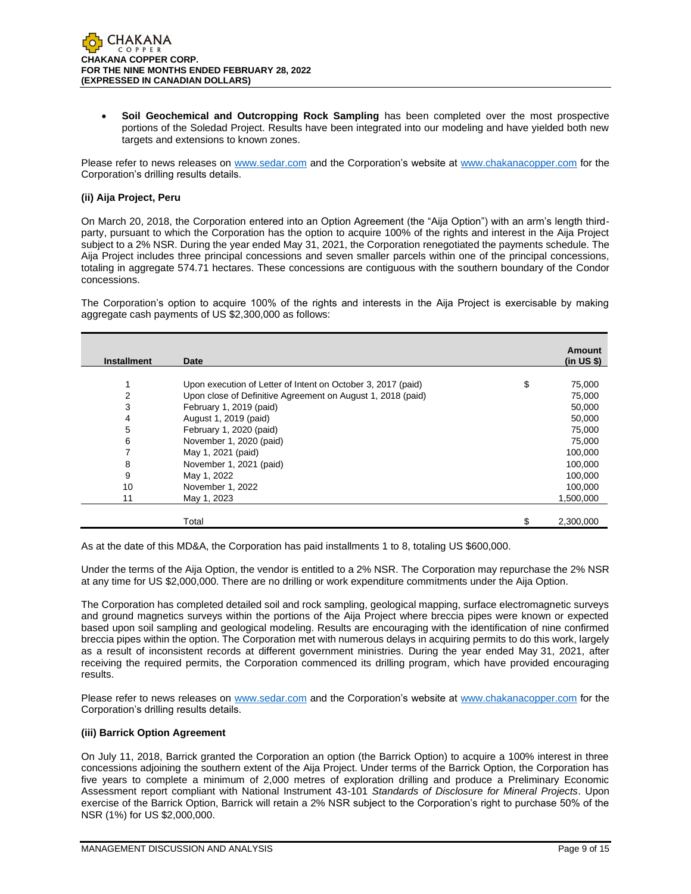- **Soil Geochemical and Outcropping Rock Sampling** has been completed over the most prospective portions of the Soledad Project. Results have been integrated into our modeling and have yielded both new targets and extensions to known zones.

Please refer to news releases on www.sedar.com and the Corporation's website at www.chakanacopper.com for the Corporation's drilling results details.

#### (ii) Aija Project, Peru

On March 20, 2018, the Corporation entered into an Option Agreement (the "Aija Option") with an arm's length third-party, pursuant to which the Corporation has the option to acquire 100% of the rights and interest in the Aija Project subject to a 2% NSR. During the year ended May 31, 2021, the Corporation renegotiated the payments schedule. The Aija Project includes three principal concessions and seven smaller parcels within one of the principal concessions, totaling in aggregate 574.71 hectares. These concessions are contiguous with the southern boundary of the Condor concessions.

The Corporation's option to acquire 100% of the rights and interests in the Aija Project is exercisable by making aggregate cash payments of US $2,300,000 as follows:

| Installment | Date | | Amount (in US $) |
|---|---|---|---|
| 1 | Upon execution of Letter of Intent on October 3, 2017 (paid) | $ | 75,000 |
| 2 | Upon close of Definitive Agreement on August 1, 2018 (paid) | | 75,000 |
| 3 | February 1, 2019 (paid) | | 50,000 |
| 4 | August 1, 2019 (paid) | | 50,000 |
| 5 | February 1, 2020 (paid) | | 75,000 |
| 6 | November 1, 2020 (paid) | | 75,000 |
| 7 | May 1, 2021 (paid) | | 100,000 |
| 8 | November 1, 2021 (paid) | | 100,000 |
| 9 | May 1, 2022 | | 100,000 |
| 10 | November 1, 2022 | | 100,000 |
| 11 | May 1, 2023 | | 1,500,000 |
| | Total | $ | 2,300,000 |

As at the date of this MD&A, the Corporation has paid installments 1 to 8, totaling US $600,000.

Under the terms of the Aija Option, the vendor is entitled to a 2% NSR. The Corporation may repurchase the 2% NSR at any time for US $2,000,000. There are no drilling or work expenditure commitments under the Aija Option.

The Corporation has completed detailed soil and rock sampling, geological mapping, surface electromagnetic surveys and ground magnetics surveys within the portions of the Aija Project where breccia pipes were known or expected based upon soil sampling and geological modeling. Results are encouraging with the identification of nine confirmed breccia pipes within the option. The Corporation met with numerous delays in acquiring permits to do this work, largely as a result of inconsistent records at different government ministries. During the year ended May 31, 2021, after receiving the required permits, the Corporation commenced its drilling program, which have provided encouraging results.

Please refer to news releases on www.sedar.com and the Corporation's website at www.chakanacopper.com for the Corporation's drilling results details.

#### (iii) Barrick Option Agreement

On July 11, 2018, Barrick granted the Corporation an option (the Barrick Option) to acquire a 100% interest in three concessions adjoining the southern extent of the Aija Project. Under terms of the Barrick Option, the Corporation has five years to complete a minimum of 2,000 metres of exploration drilling and produce a Preliminary Economic Assessment report compliant with National Instrument 43-101 *Standards of Disclosure for Mineral Projects*. Upon exercise of the Barrick Option, Barrick will retain a 2% NSR subject to the Corporation's right to purchase 50% of the NSR (1%) for US $2,000,000.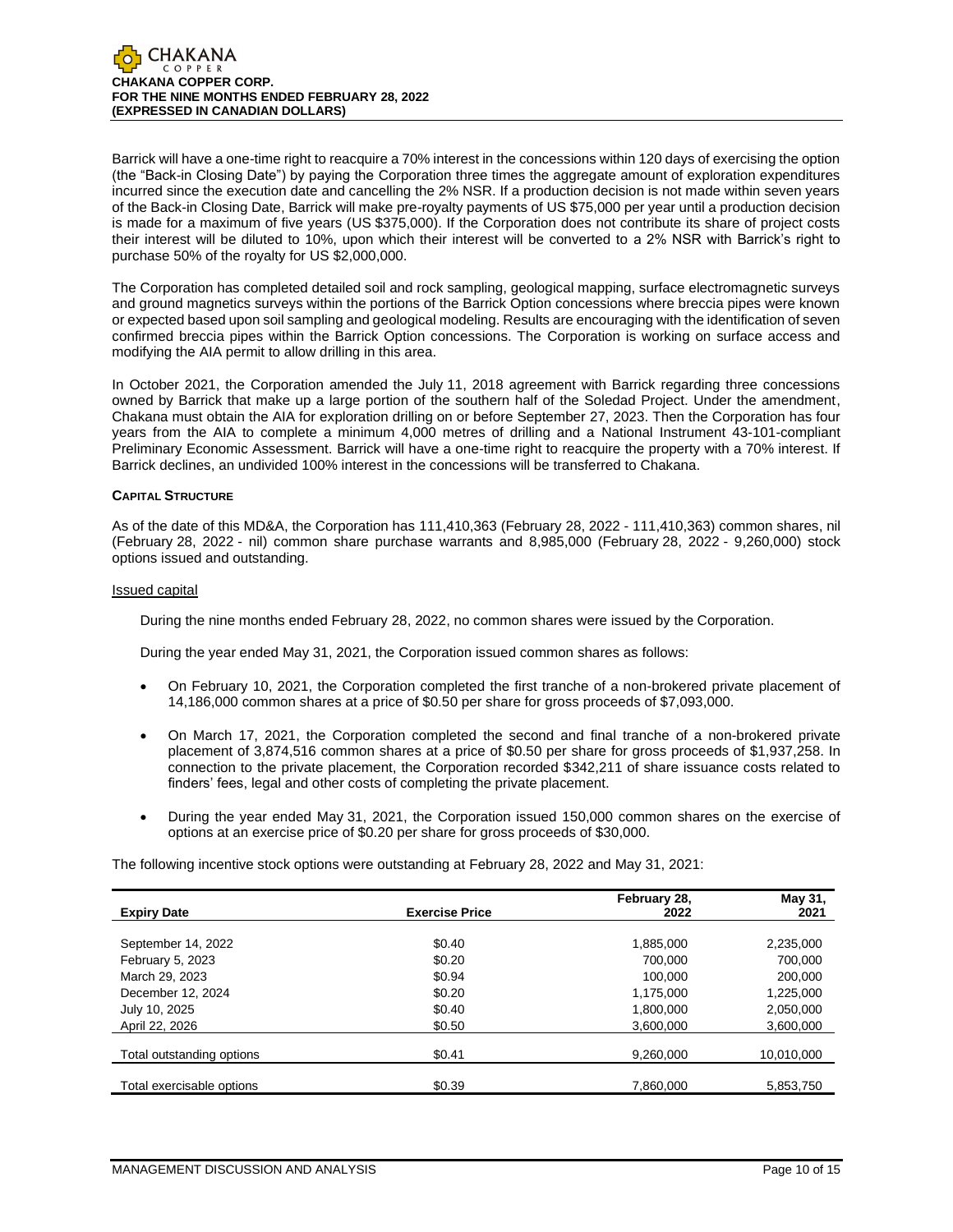Barrick will have a one-time right to reacquire a 70% interest in the concessions within 120 days of exercising the option (the "Back-in Closing Date") by paying the Corporation three times the aggregate amount of exploration expenditures incurred since the execution date and cancelling the 2% NSR. If a production decision is not made within seven years of the Back-in Closing Date, Barrick will make pre-royalty payments of US $75,000 per year until a production decision is made for a maximum of five years (US $375,000). If the Corporation does not contribute its share of project costs their interest will be diluted to 10%, upon which their interest will be converted to a 2% NSR with Barrick's right to purchase 50% of the royalty for US $2,000,000.

The Corporation has completed detailed soil and rock sampling, geological mapping, surface electromagnetic surveys and ground magnetics surveys within the portions of the Barrick Option concessions where breccia pipes were known or expected based upon soil sampling and geological modeling. Results are encouraging with the identification of seven confirmed breccia pipes within the Barrick Option concessions. The Corporation is working on surface access and modifying the AIA permit to allow drilling in this area.

In October 2021, the Corporation amended the July 11, 2018 agreement with Barrick regarding three concessions owned by Barrick that make up a large portion of the southern half of the Soledad Project. Under the amendment, Chakana must obtain the AIA for exploration drilling on or before September 27, 2023. Then the Corporation has four years from the AIA to complete a minimum 4,000 metres of drilling and a National Instrument 43-101-compliant Preliminary Economic Assessment. Barrick will have a one-time right to reacquire the property with a 70% interest. If Barrick declines, an undivided 100% interest in the concessions will be transferred to Chakana.

## CAPITAL STRUCTURE

As of the date of this MD&A, the Corporation has 111,410,363 (February 28, 2022 - 111,410,363) common shares, nil (February 28, 2022 - nil) common share purchase warrants and 8,985,000 (February 28, 2022 - 9,260,000) stock options issued and outstanding.

### Issued capital

During the nine months ended February 28, 2022, no common shares were issued by the Corporation.

During the year ended May 31, 2021, the Corporation issued common shares as follows:

- On February 10, 2021, the Corporation completed the first tranche of a non-brokered private placement of 14,186,000 common shares at a price of $0.50 per share for gross proceeds of $7,093,000.
- On March 17, 2021, the Corporation completed the second and final tranche of a non-brokered private placement of 3,874,516 common shares at a price of $0.50 per share for gross proceeds of $1,937,258. In connection to the private placement, the Corporation recorded $342,211 of share issuance costs related to finders' fees, legal and other costs of completing the private placement.
- During the year ended May 31, 2021, the Corporation issued 150,000 common shares on the exercise of options at an exercise price of $0.20 per share for gross proceeds of $30,000.

The following incentive stock options were outstanding at February 28, 2022 and May 31, 2021:

| Expiry Date | Exercise Price | February 28, 2022 | May 31, 2021 |
|---|---|---|---|
| September 14, 2022 | $0.40 | 1,885,000 | 2,235,000 |
| February 5, 2023 | $0.20 | 700,000 | 700,000 |
| March 29, 2023 | $0.94 | 100,000 | 200,000 |
| December 12, 2024 | $0.20 | 1,175,000 | 1,225,000 |
| July 10, 2025 | $0.40 | 1,800,000 | 2,050,000 |
| April 22, 2026 | $0.50 | 3,600,000 | 3,600,000 |
| Total outstanding options | $0.41 | 9,260,000 | 10,010,000 |
| Total exercisable options | $0.39 | 7,860,000 | 5,853,750 |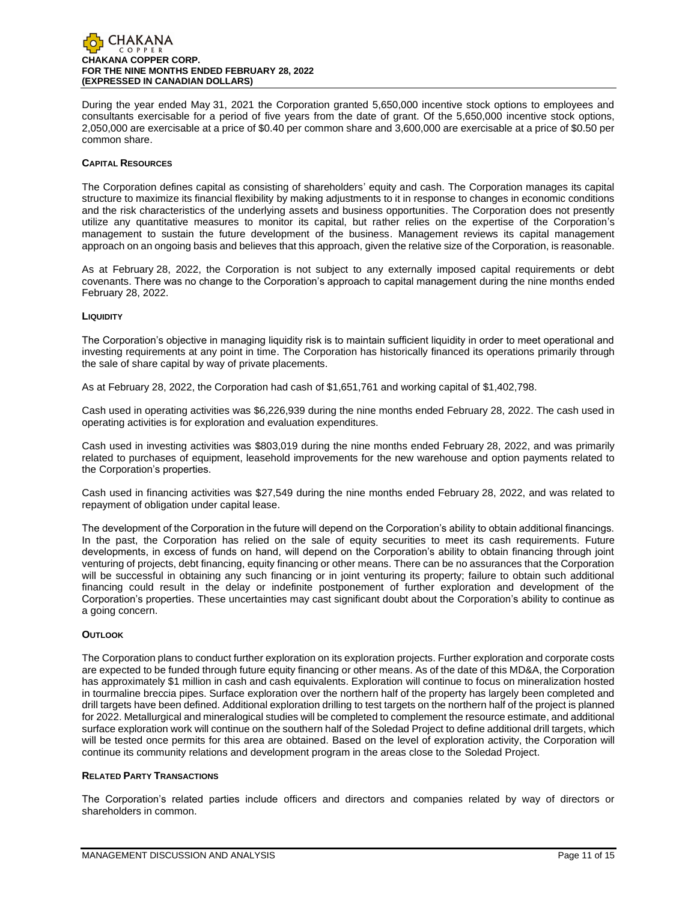During the year ended May 31, 2021 the Corporation granted 5,650,000 incentive stock options to employees and consultants exercisable for a period of five years from the date of grant. Of the 5,650,000 incentive stock options, 2,050,000 are exercisable at a price of $0.40 per common share and 3,600,000 are exercisable at a price of $0.50 per common share.

### Capital Resources

The Corporation defines capital as consisting of shareholders' equity and cash. The Corporation manages its capital structure to maximize its financial flexibility by making adjustments to it in response to changes in economic conditions and the risk characteristics of the underlying assets and business opportunities. The Corporation does not presently utilize any quantitative measures to monitor its capital, but rather relies on the expertise of the Corporation's management to sustain the future development of the business. Management reviews its capital management approach on an ongoing basis and believes that this approach, given the relative size of the Corporation, is reasonable.

As at February 28, 2022, the Corporation is not subject to any externally imposed capital requirements or debt covenants. There was no change to the Corporation's approach to capital management during the nine months ended February 28, 2022.

### Liquidity

The Corporation's objective in managing liquidity risk is to maintain sufficient liquidity in order to meet operational and investing requirements at any point in time. The Corporation has historically financed its operations primarily through the sale of share capital by way of private placements.

As at February 28, 2022, the Corporation had cash of $1,651,761 and working capital of $1,402,798.

Cash used in operating activities was $6,226,939 during the nine months ended February 28, 2022. The cash used in operating activities is for exploration and evaluation expenditures.

Cash used in investing activities was $803,019 during the nine months ended February 28, 2022, and was primarily related to purchases of equipment, leasehold improvements for the new warehouse and option payments related to the Corporation's properties.

Cash used in financing activities was $27,549 during the nine months ended February 28, 2022, and was related to repayment of obligation under capital lease.

The development of the Corporation in the future will depend on the Corporation's ability to obtain additional financings. In the past, the Corporation has relied on the sale of equity securities to meet its cash requirements. Future developments, in excess of funds on hand, will depend on the Corporation's ability to obtain financing through joint venturing of projects, debt financing, equity financing or other means. There can be no assurances that the Corporation will be successful in obtaining any such financing or in joint venturing its property; failure to obtain such additional financing could result in the delay or indefinite postponement of further exploration and development of the Corporation's properties. These uncertainties may cast significant doubt about the Corporation's ability to continue as a going concern.

### Outlook

The Corporation plans to conduct further exploration on its exploration projects. Further exploration and corporate costs are expected to be funded through future equity financing or other means. As of the date of this MD&A, the Corporation has approximately $1 million in cash and cash equivalents. Exploration will continue to focus on mineralization hosted in tourmaline breccia pipes. Surface exploration over the northern half of the property has largely been completed and drill targets have been defined. Additional exploration drilling to test targets on the northern half of the project is planned for 2022. Metallurgical and mineralogical studies will be completed to complement the resource estimate, and additional surface exploration work will continue on the southern half of the Soledad Project to define additional drill targets, which will be tested once permits for this area are obtained. Based on the level of exploration activity, the Corporation will continue its community relations and development program in the areas close to the Soledad Project.

### Related Party Transactions

The Corporation's related parties include officers and directors and companies related by way of directors or shareholders in common.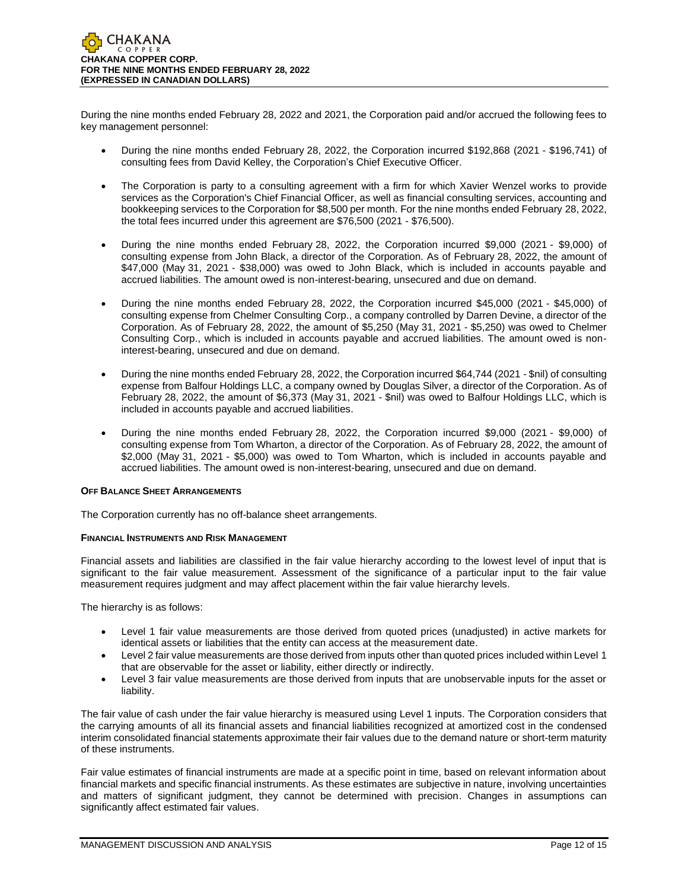During the nine months ended February 28, 2022 and 2021, the Corporation paid and/or accrued the following fees to key management personnel:

- During the nine months ended February 28, 2022, the Corporation incurred $192,868 (2021 - $196,741) of consulting fees from David Kelley, the Corporation's Chief Executive Officer.
- The Corporation is party to a consulting agreement with a firm for which Xavier Wenzel works to provide services as the Corporation's Chief Financial Officer, as well as financial consulting services, accounting and bookkeeping services to the Corporation for $8,500 per month. For the nine months ended February 28, 2022, the total fees incurred under this agreement are $76,500 (2021 - $76,500).
- During the nine months ended February 28, 2022, the Corporation incurred $9,000 (2021 - $9,000) of consulting expense from John Black, a director of the Corporation. As of February 28, 2022, the amount of $47,000 (May 31, 2021 - $38,000) was owed to John Black, which is included in accounts payable and accrued liabilities. The amount owed is non-interest-bearing, unsecured and due on demand.
- During the nine months ended February 28, 2022, the Corporation incurred $45,000 (2021 - $45,000) of consulting expense from Chelmer Consulting Corp., a company controlled by Darren Devine, a director of the Corporation. As of February 28, 2022, the amount of $5,250 (May 31, 2021 - $5,250) was owed to Chelmer Consulting Corp., which is included in accounts payable and accrued liabilities. The amount owed is non-interest-bearing, unsecured and due on demand.
- During the nine months ended February 28, 2022, the Corporation incurred $64,744 (2021 - $nil) of consulting expense from Balfour Holdings LLC, a company owned by Douglas Silver, a director of the Corporation. As of February 28, 2022, the amount of $6,373 (May 31, 2021 - $nil) was owed to Balfour Holdings LLC, which is included in accounts payable and accrued liabilities.
- During the nine months ended February 28, 2022, the Corporation incurred $9,000 (2021 - $9,000) of consulting expense from Tom Wharton, a director of the Corporation. As of February 28, 2022, the amount of $2,000 (May 31, 2021 - $5,000) was owed to Tom Wharton, which is included in accounts payable and accrued liabilities. The amount owed is non-interest-bearing, unsecured and due on demand.

### Off Balance Sheet Arrangements

The Corporation currently has no off-balance sheet arrangements.

### Financial Instruments and Risk Management

Financial assets and liabilities are classified in the fair value hierarchy according to the lowest level of input that is significant to the fair value measurement. Assessment of the significance of a particular input to the fair value measurement requires judgment and may affect placement within the fair value hierarchy levels.

The hierarchy is as follows:

- Level 1 fair value measurements are those derived from quoted prices (unadjusted) in active markets for identical assets or liabilities that the entity can access at the measurement date.
- Level 2 fair value measurements are those derived from inputs other than quoted prices included within Level 1 that are observable for the asset or liability, either directly or indirectly.
- Level 3 fair value measurements are those derived from inputs that are unobservable inputs for the asset or liability.

The fair value of cash under the fair value hierarchy is measured using Level 1 inputs. The Corporation considers that the carrying amounts of all its financial assets and financial liabilities recognized at amortized cost in the condensed interim consolidated financial statements approximate their fair values due to the demand nature or short-term maturity of these instruments.

Fair value estimates of financial instruments are made at a specific point in time, based on relevant information about financial markets and specific financial instruments. As these estimates are subjective in nature, involving uncertainties and matters of significant judgment, they cannot be determined with precision. Changes in assumptions can significantly affect estimated fair values.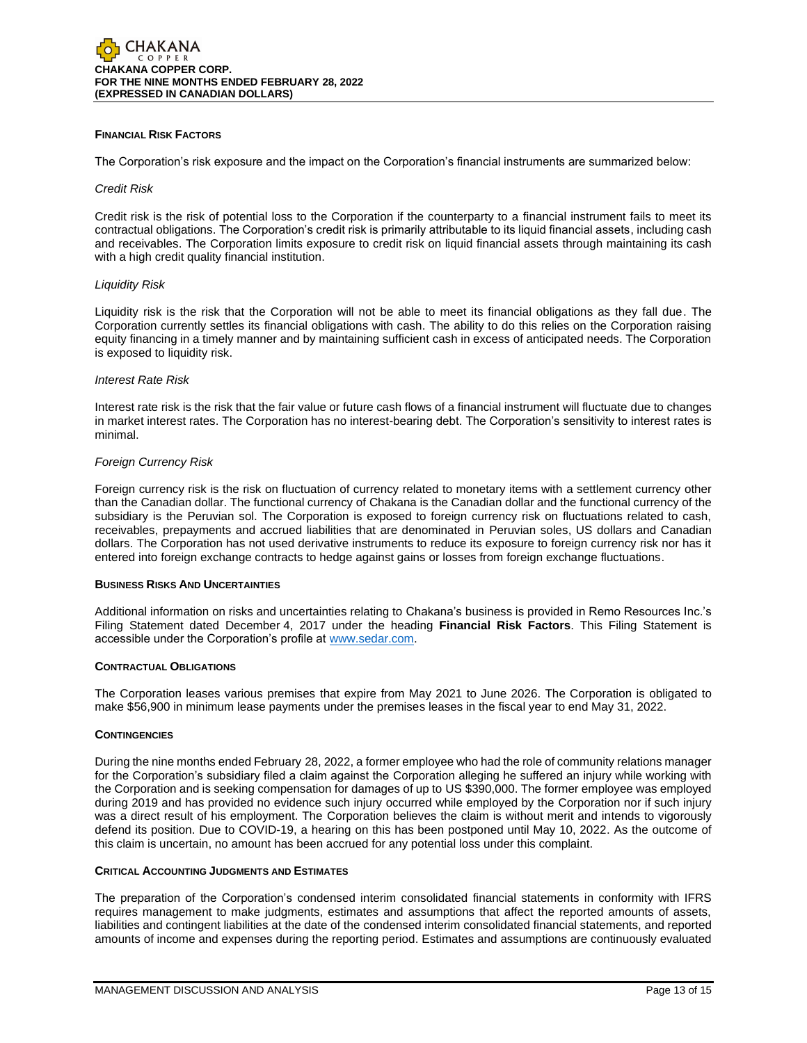## Financial Risk Factors

The Corporation's risk exposure and the impact on the Corporation's financial instruments are summarized below:

*Credit Risk*

Credit risk is the risk of potential loss to the Corporation if the counterparty to a financial instrument fails to meet its contractual obligations. The Corporation's credit risk is primarily attributable to its liquid financial assets, including cash and receivables. The Corporation limits exposure to credit risk on liquid financial assets through maintaining its cash with a high credit quality financial institution.

*Liquidity Risk*

Liquidity risk is the risk that the Corporation will not be able to meet its financial obligations as they fall due. The Corporation currently settles its financial obligations with cash. The ability to do this relies on the Corporation raising equity financing in a timely manner and by maintaining sufficient cash in excess of anticipated needs. The Corporation is exposed to liquidity risk.

*Interest Rate Risk*

Interest rate risk is the risk that the fair value or future cash flows of a financial instrument will fluctuate due to changes in market interest rates. The Corporation has no interest-bearing debt. The Corporation's sensitivity to interest rates is minimal.

*Foreign Currency Risk*

Foreign currency risk is the risk on fluctuation of currency related to monetary items with a settlement currency other than the Canadian dollar. The functional currency of Chakana is the Canadian dollar and the functional currency of the subsidiary is the Peruvian sol. The Corporation is exposed to foreign currency risk on fluctuations related to cash, receivables, prepayments and accrued liabilities that are denominated in Peruvian soles, US dollars and Canadian dollars. The Corporation has not used derivative instruments to reduce its exposure to foreign currency risk nor has it entered into foreign exchange contracts to hedge against gains or losses from foreign exchange fluctuations.

## Business Risks and Uncertainties

Additional information on risks and uncertainties relating to Chakana's business is provided in Remo Resources Inc.'s Filing Statement dated December 4, 2017 under the heading **Financial Risk Factors**. This Filing Statement is accessible under the Corporation's profile at www.sedar.com.

## Contractual Obligations

The Corporation leases various premises that expire from May 2021 to June 2026. The Corporation is obligated to make $56,900 in minimum lease payments under the premises leases in the fiscal year to end May 31, 2022.

## Contingencies

During the nine months ended February 28, 2022, a former employee who had the role of community relations manager for the Corporation's subsidiary filed a claim against the Corporation alleging he suffered an injury while working with the Corporation and is seeking compensation for damages of up to US $390,000. The former employee was employed during 2019 and has provided no evidence such injury occurred while employed by the Corporation nor if such injury was a direct result of his employment. The Corporation believes the claim is without merit and intends to vigorously defend its position. Due to COVID-19, a hearing on this has been postponed until May 10, 2022. As the outcome of this claim is uncertain, no amount has been accrued for any potential loss under this complaint.

## Critical Accounting Judgments and Estimates

The preparation of the Corporation's condensed interim consolidated financial statements in conformity with IFRS requires management to make judgments, estimates and assumptions that affect the reported amounts of assets, liabilities and contingent liabilities at the date of the condensed interim consolidated financial statements, and reported amounts of income and expenses during the reporting period. Estimates and assumptions are continuously evaluated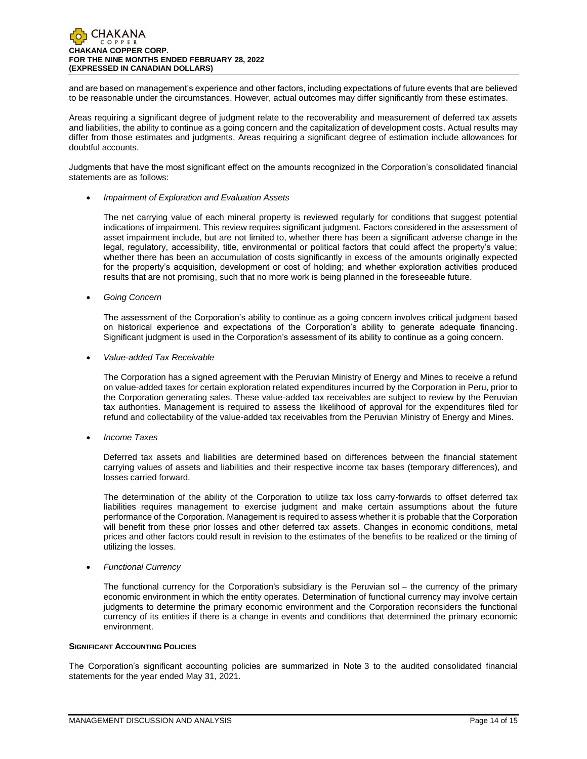and are based on management's experience and other factors, including expectations of future events that are believed to be reasonable under the circumstances. However, actual outcomes may differ significantly from these estimates.

Areas requiring a significant degree of judgment relate to the recoverability and measurement of deferred tax assets and liabilities, the ability to continue as a going concern and the capitalization of development costs. Actual results may differ from those estimates and judgments. Areas requiring a significant degree of estimation include allowances for doubtful accounts.

Judgments that have the most significant effect on the amounts recognized in the Corporation's consolidated financial statements are as follows:

- *Impairment of Exploration and Evaluation Assets*

  The net carrying value of each mineral property is reviewed regularly for conditions that suggest potential indications of impairment. This review requires significant judgment. Factors considered in the assessment of asset impairment include, but are not limited to, whether there has been a significant adverse change in the legal, regulatory, accessibility, title, environmental or political factors that could affect the property's value; whether there has been an accumulation of costs significantly in excess of the amounts originally expected for the property's acquisition, development or cost of holding; and whether exploration activities produced results that are not promising, such that no more work is being planned in the foreseeable future.

- *Going Concern*

  The assessment of the Corporation's ability to continue as a going concern involves critical judgment based on historical experience and expectations of the Corporation's ability to generate adequate financing. Significant judgment is used in the Corporation's assessment of its ability to continue as a going concern.

- *Value-added Tax Receivable*

  The Corporation has a signed agreement with the Peruvian Ministry of Energy and Mines to receive a refund on value-added taxes for certain exploration related expenditures incurred by the Corporation in Peru, prior to the Corporation generating sales. These value-added tax receivables are subject to review by the Peruvian tax authorities. Management is required to assess the likelihood of approval for the expenditures filed for refund and collectability of the value-added tax receivables from the Peruvian Ministry of Energy and Mines.

- *Income Taxes*

  Deferred tax assets and liabilities are determined based on differences between the financial statement carrying values of assets and liabilities and their respective income tax bases (temporary differences), and losses carried forward.

  The determination of the ability of the Corporation to utilize tax loss carry-forwards to offset deferred tax liabilities requires management to exercise judgment and make certain assumptions about the future performance of the Corporation. Management is required to assess whether it is probable that the Corporation will benefit from these prior losses and other deferred tax assets. Changes in economic conditions, metal prices and other factors could result in revision to the estimates of the benefits to be realized or the timing of utilizing the losses.

- *Functional Currency*

  The functional currency for the Corporation's subsidiary is the Peruvian sol – the currency of the primary economic environment in which the entity operates. Determination of functional currency may involve certain judgments to determine the primary economic environment and the Corporation reconsiders the functional currency of its entities if there is a change in events and conditions that determined the primary economic environment.

## SIGNIFICANT ACCOUNTING POLICIES

The Corporation's significant accounting policies are summarized in Note 3 to the audited consolidated financial statements for the year ended May 31, 2021.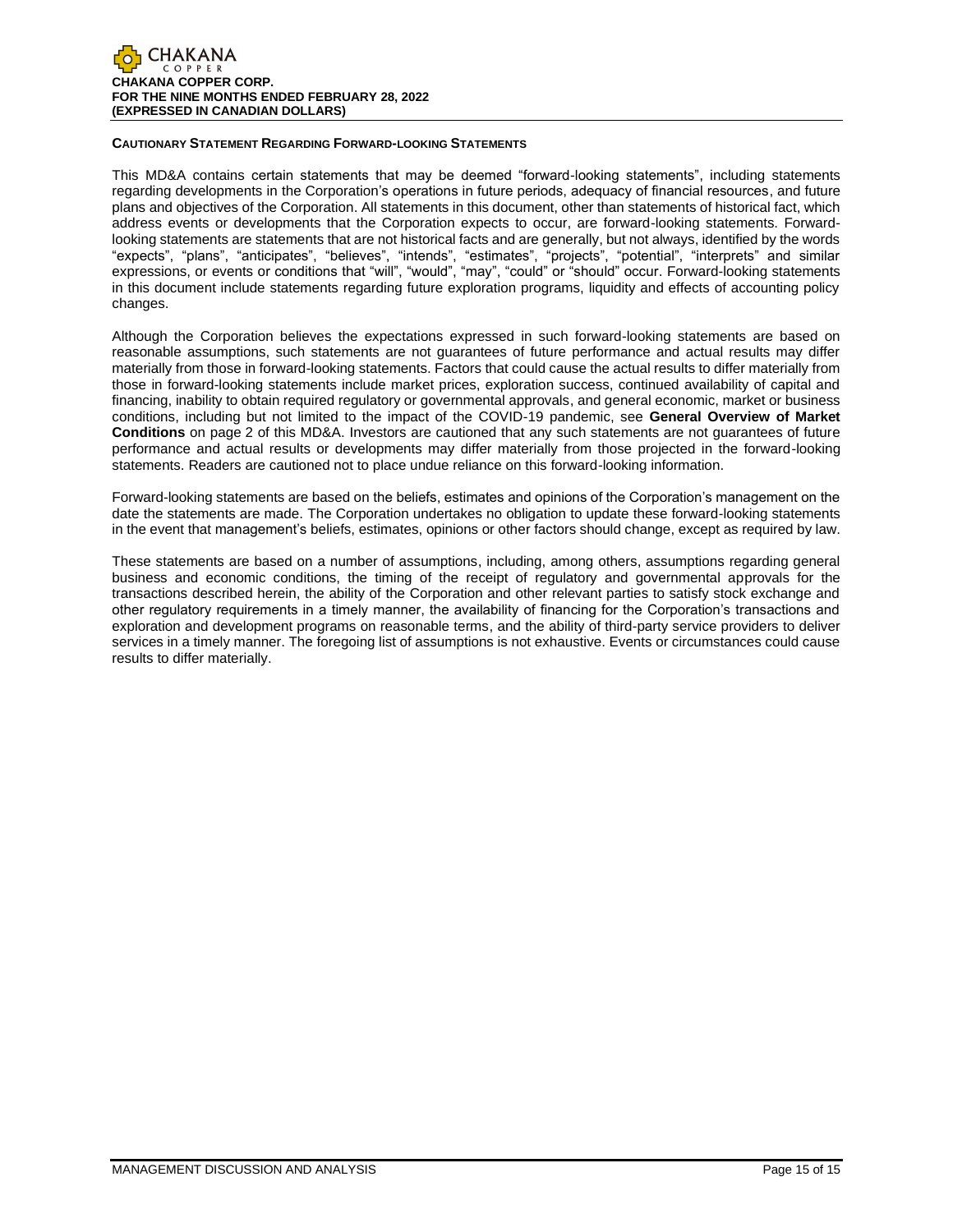#### CAUTIONARY STATEMENT REGARDING FORWARD-LOOKING STATEMENTS

This MD&A contains certain statements that may be deemed "forward-looking statements", including statements regarding developments in the Corporation's operations in future periods, adequacy of financial resources, and future plans and objectives of the Corporation. All statements in this document, other than statements of historical fact, which address events or developments that the Corporation expects to occur, are forward-looking statements. Forward-looking statements are statements that are not historical facts and are generally, but not always, identified by the words "expects", "plans", "anticipates", "believes", "intends", "estimates", "projects", "potential", "interprets" and similar expressions, or events or conditions that "will", "would", "may", "could" or "should" occur. Forward-looking statements in this document include statements regarding future exploration programs, liquidity and effects of accounting policy changes.

Although the Corporation believes the expectations expressed in such forward-looking statements are based on reasonable assumptions, such statements are not guarantees of future performance and actual results may differ materially from those in forward-looking statements. Factors that could cause the actual results to differ materially from those in forward-looking statements include market prices, exploration success, continued availability of capital and financing, inability to obtain required regulatory or governmental approvals, and general economic, market or business conditions, including but not limited to the impact of the COVID-19 pandemic, see **General Overview of Market Conditions** on page 2 of this MD&A. Investors are cautioned that any such statements are not guarantees of future performance and actual results or developments may differ materially from those projected in the forward-looking statements. Readers are cautioned not to place undue reliance on this forward-looking information.

Forward-looking statements are based on the beliefs, estimates and opinions of the Corporation's management on the date the statements are made. The Corporation undertakes no obligation to update these forward-looking statements in the event that management's beliefs, estimates, opinions or other factors should change, except as required by law.

These statements are based on a number of assumptions, including, among others, assumptions regarding general business and economic conditions, the timing of the receipt of regulatory and governmental approvals for the transactions described herein, the ability of the Corporation and other relevant parties to satisfy stock exchange and other regulatory requirements in a timely manner, the availability of financing for the Corporation's transactions and exploration and development programs on reasonable terms, and the ability of third-party service providers to deliver services in a timely manner. The foregoing list of assumptions is not exhaustive. Events or circumstances could cause results to differ materially.